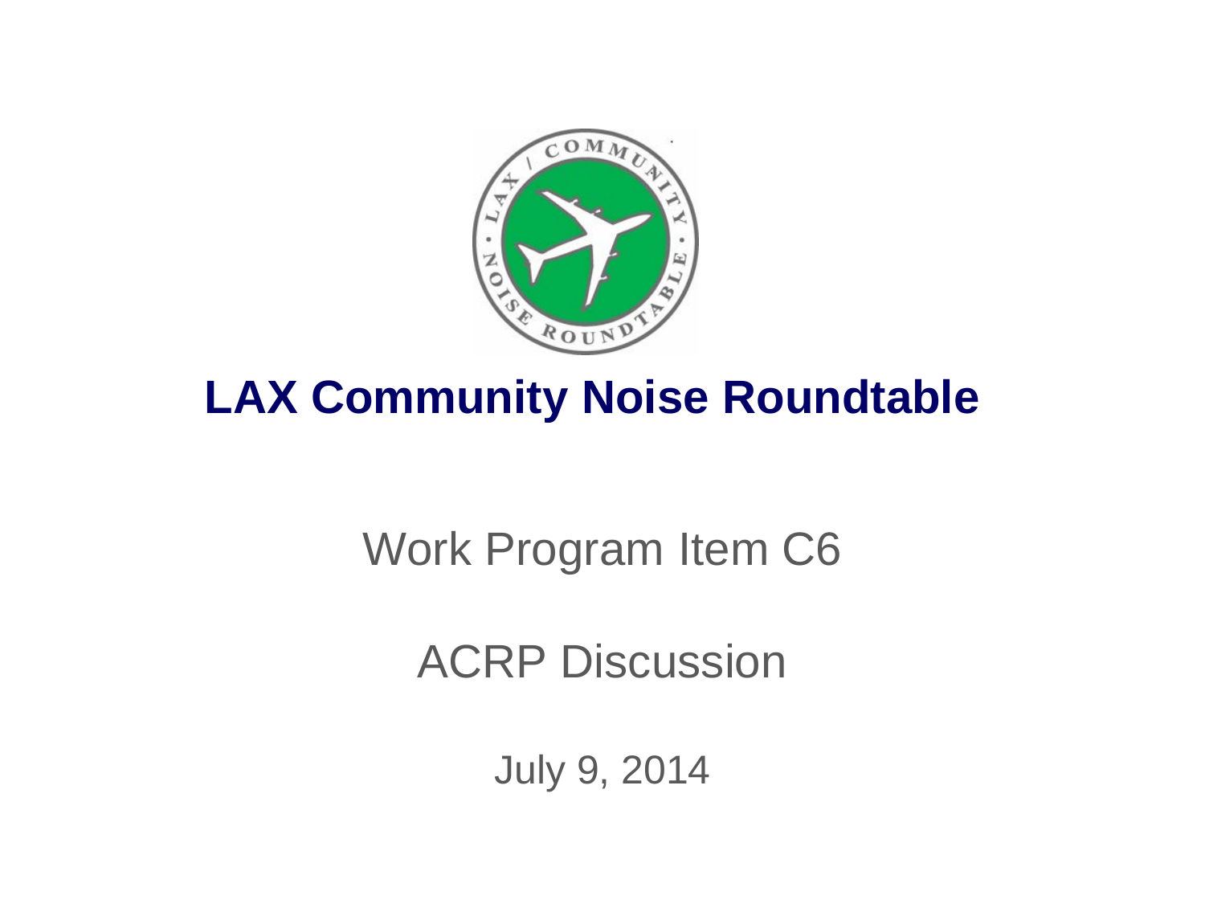# LAX Community Noise Roundtable

Work Program Item C6

ACRP Discussion

July 9, 2014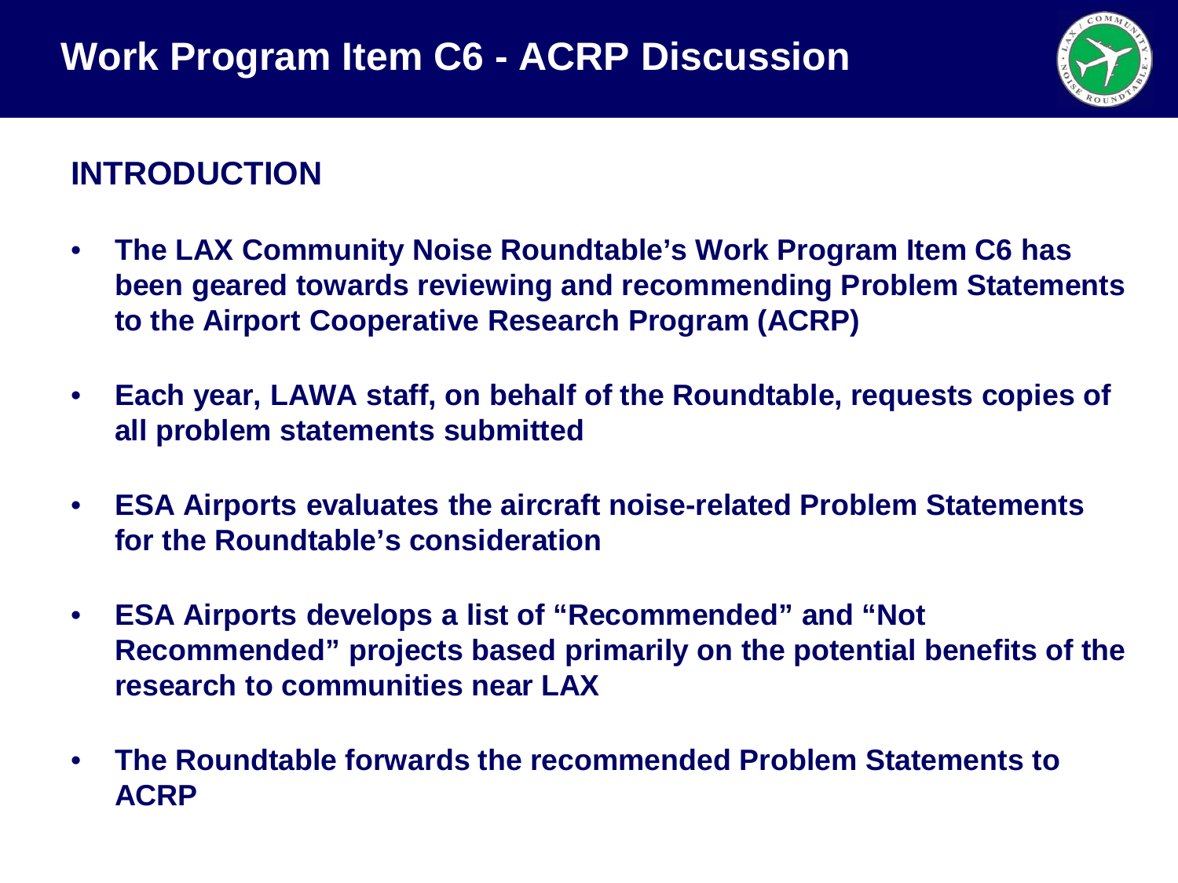# Work Program Item C6 - ACRP Discussion

## INTRODUCTION

- **The LAX Community Noise Roundtable's Work Program Item C6 has been geared towards reviewing and recommending Problem Statements to the Airport Cooperative Research Program (ACRP)**
- **Each year, LAWA staff, on behalf of the Roundtable, requests copies of all problem statements submitted**
- **ESA Airports evaluates the aircraft noise-related Problem Statements for the Roundtable's consideration**
- **ESA Airports develops a list of "Recommended" and "Not Recommended" projects based primarily on the potential benefits of the research to communities near LAX**
- **The Roundtable forwards the recommended Problem Statements to ACRP**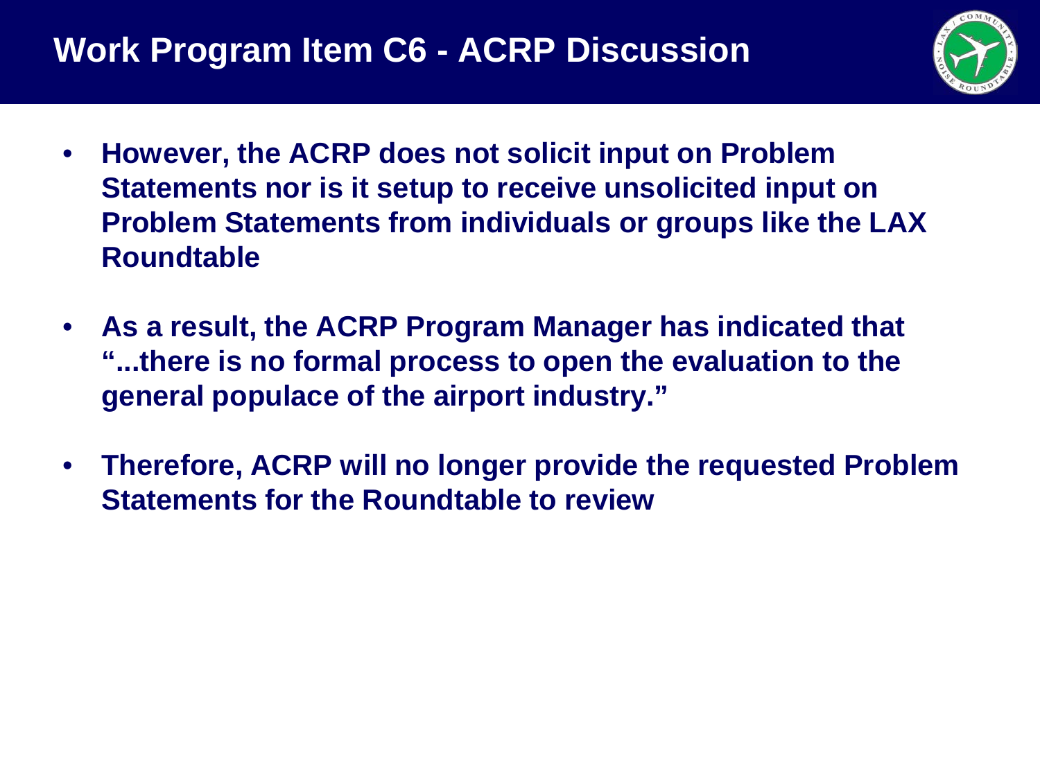# Work Program Item C6 - ACRP Discussion

- **However, the ACRP does not solicit input on Problem Statements nor is it setup to receive unsolicited input on Problem Statements from individuals or groups like the LAX Roundtable**

- **As a result, the ACRP Program Manager has indicated that "...there is no formal process to open the evaluation to the general populace of the airport industry."**

- **Therefore, ACRP will no longer provide the requested Problem Statements for the Roundtable to review**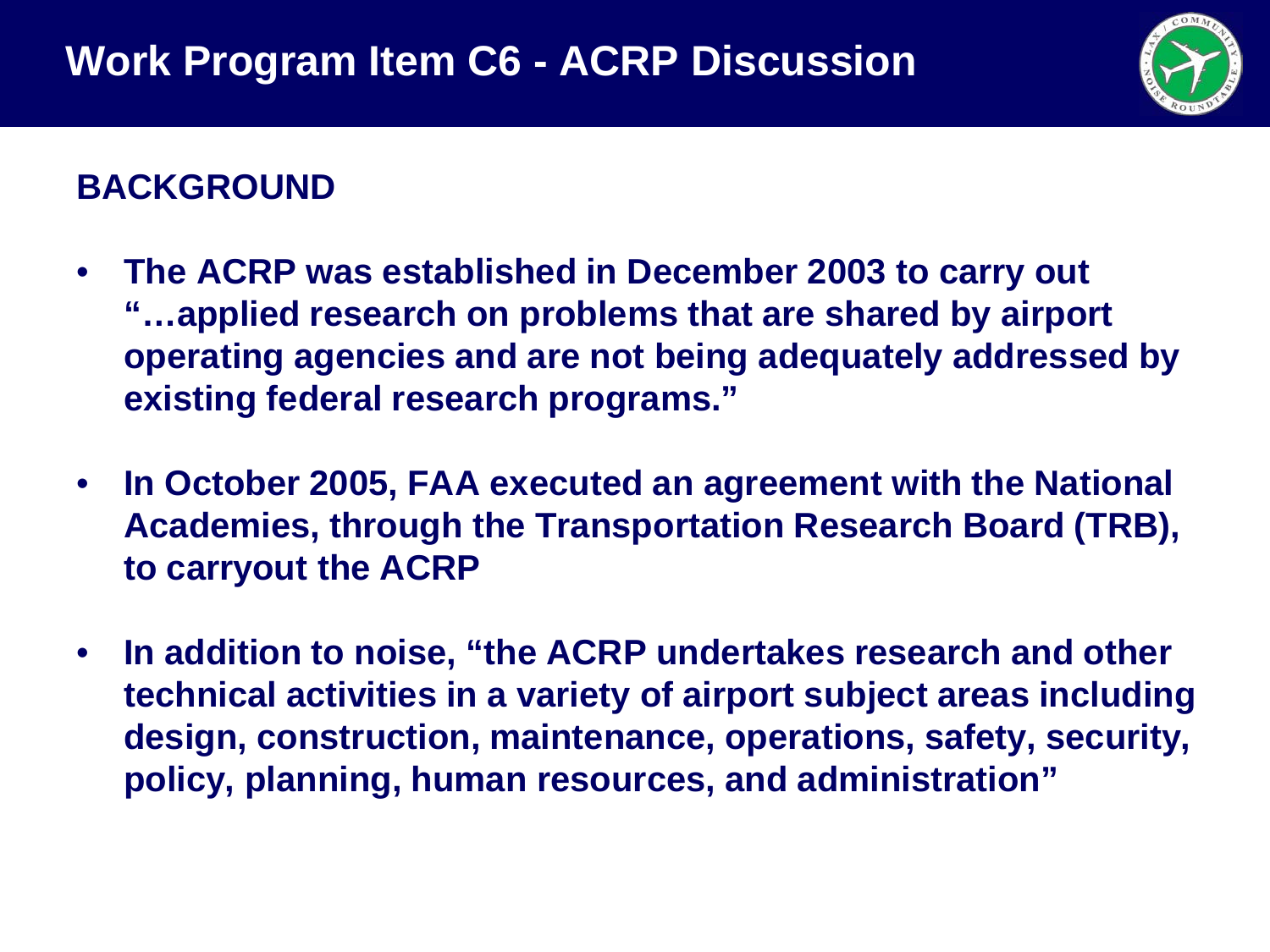# Work Program Item C6 - ACRP Discussion

## BACKGROUND

- **The ACRP was established in December 2003 to carry out "…applied research on problems that are shared by airport operating agencies and are not being adequately addressed by existing federal research programs."**
- **In October 2005, FAA executed an agreement with the National Academies, through the Transportation Research Board (TRB), to carryout the ACRP**
- **In addition to noise, "the ACRP undertakes research and other technical activities in a variety of airport subject areas including design, construction, maintenance, operations, safety, security, policy, planning, human resources, and administration"**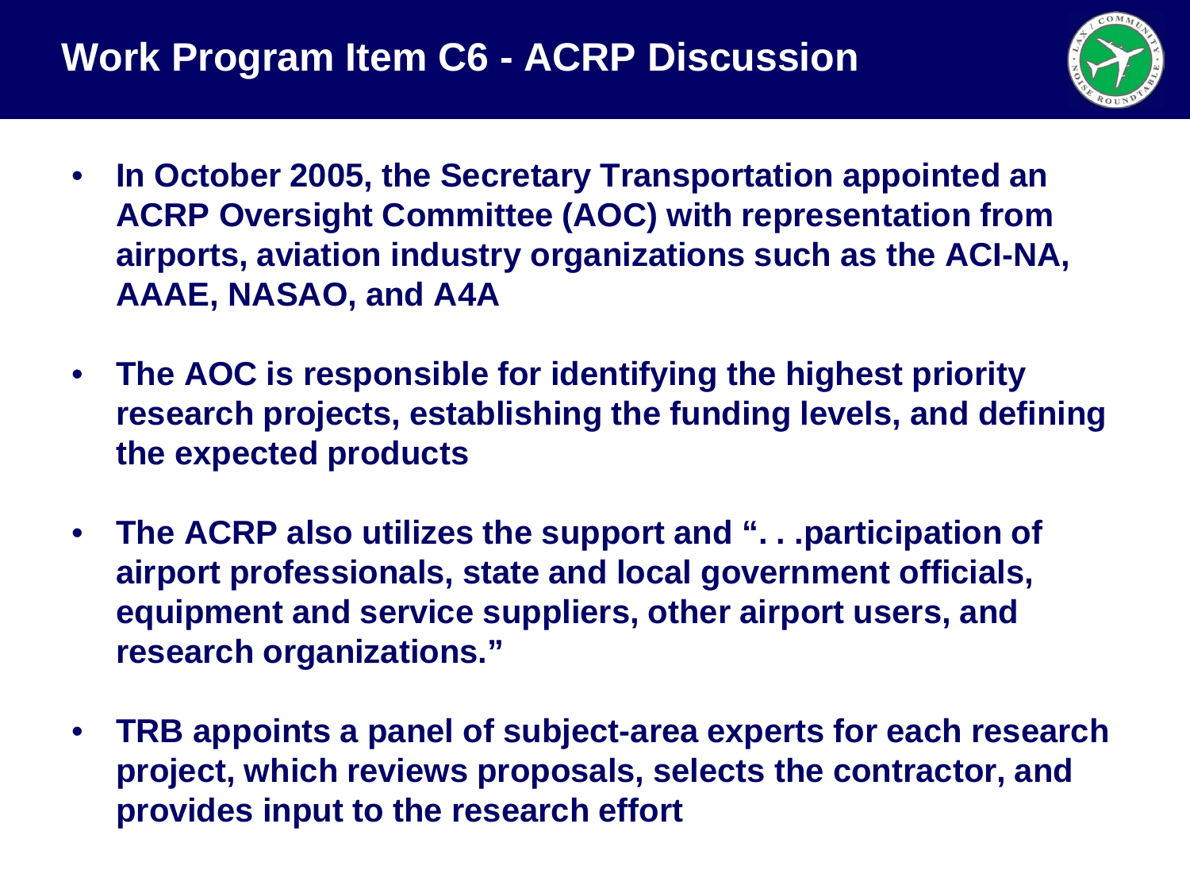# Work Program Item C6 - ACRP Discussion

- **In October 2005, the Secretary Transportation appointed an ACRP Oversight Committee (AOC) with representation from airports, aviation industry organizations such as the ACI-NA, AAAE, NASAO, and A4A**
- **The AOC is responsible for identifying the highest priority research projects, establishing the funding levels, and defining the expected products**
- **The ACRP also utilizes the support and ". . .participation of airport professionals, state and local government officials, equipment and service suppliers, other airport users, and research organizations."**
- **TRB appoints a panel of subject-area experts for each research project, which reviews proposals, selects the contractor, and provides input to the research effort**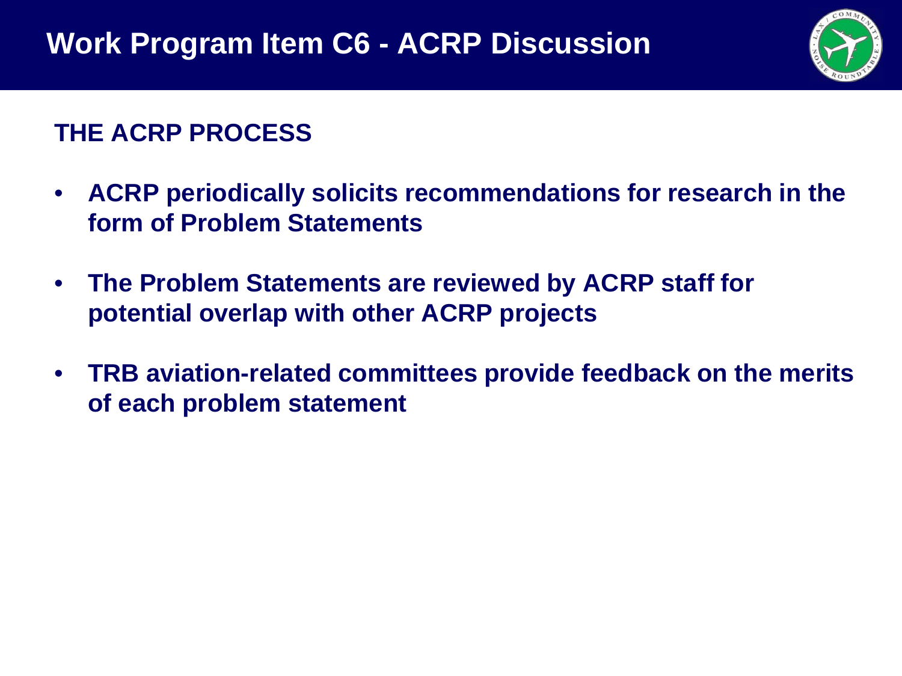# Work Program Item C6 - ACRP Discussion

## THE ACRP PROCESS

- **ACRP periodically solicits recommendations for research in the form of Problem Statements**
- **The Problem Statements are reviewed by ACRP staff for potential overlap with other ACRP projects**
- **TRB aviation-related committees provide feedback on the merits of each problem statement**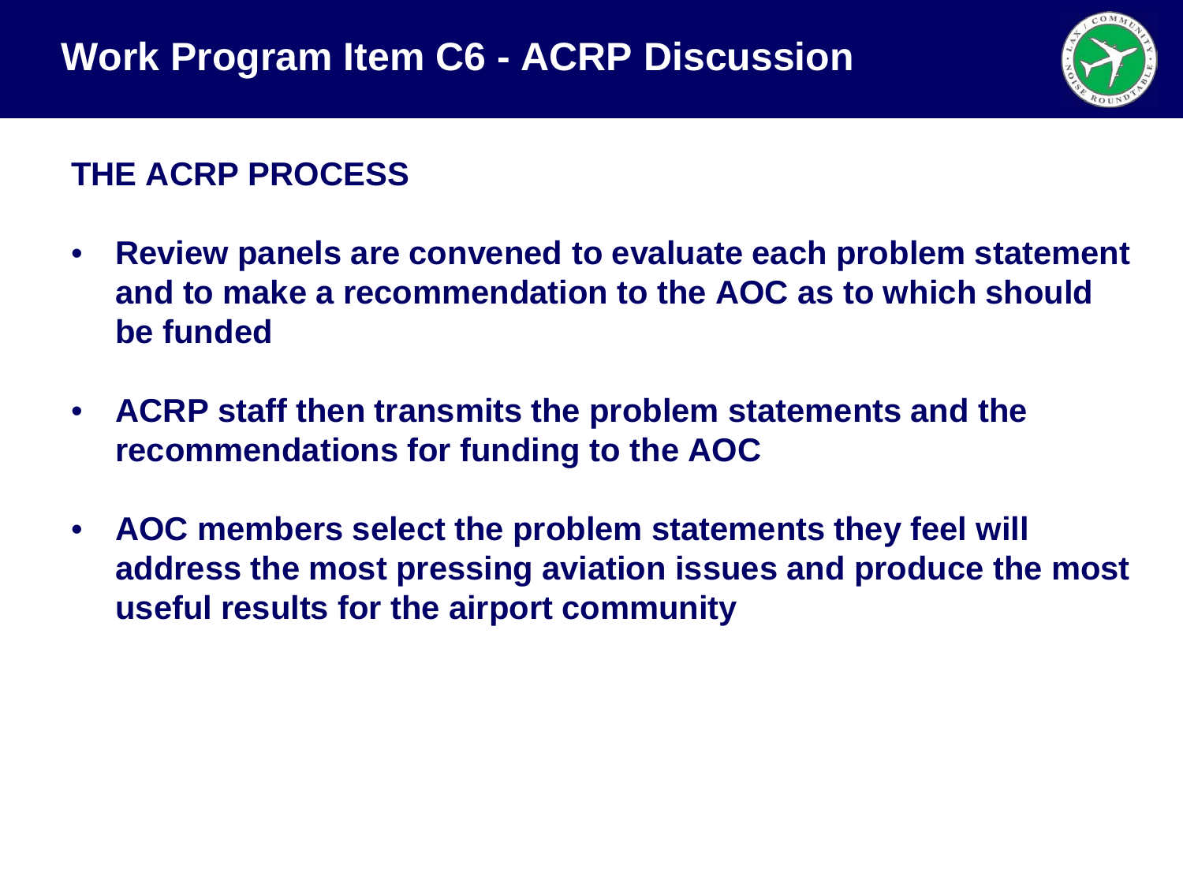# Work Program Item C6 - ACRP Discussion

## THE ACRP PROCESS

- **Review panels are convened to evaluate each problem statement and to make a recommendation to the AOC as to which should be funded**
- **ACRP staff then transmits the problem statements and the recommendations for funding to the AOC**
- **AOC members select the problem statements they feel will address the most pressing aviation issues and produce the most useful results for the airport community**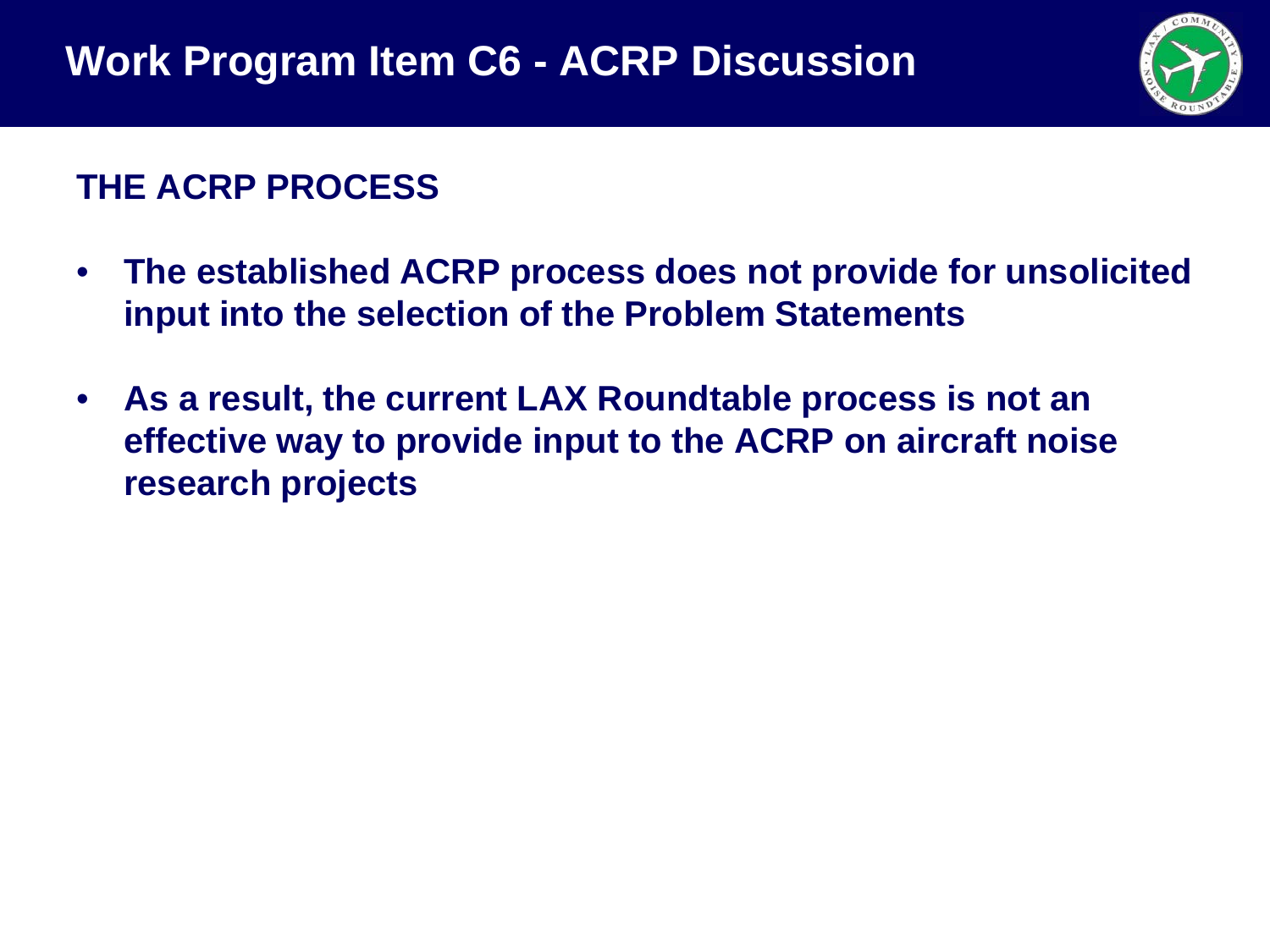# Work Program Item C6 - ACRP Discussion

## THE ACRP PROCESS

- **The established ACRP process does not provide for unsolicited input into the selection of the Problem Statements**
- **As a result, the current LAX Roundtable process is not an effective way to provide input to the ACRP on aircraft noise research projects**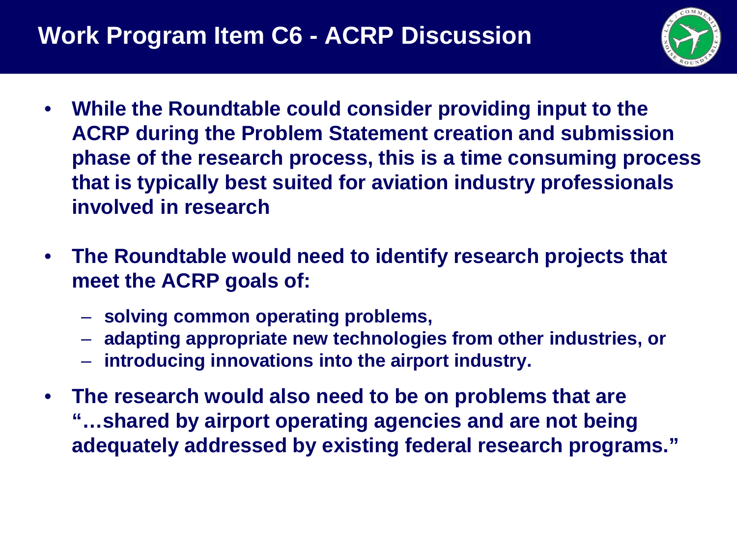# Work Program Item C6 - ACRP Discussion

- **While the Roundtable could consider providing input to the ACRP during the Problem Statement creation and submission phase of the research process, this is a time consuming process that is typically best suited for aviation industry professionals involved in research**
- **The Roundtable would need to identify research projects that meet the ACRP goals of:**
  - **solving common operating problems,**
  - **adapting appropriate new technologies from other industries, or**
  - **introducing innovations into the airport industry.**
- **The research would also need to be on problems that are "…shared by airport operating agencies and are not being adequately addressed by existing federal research programs."**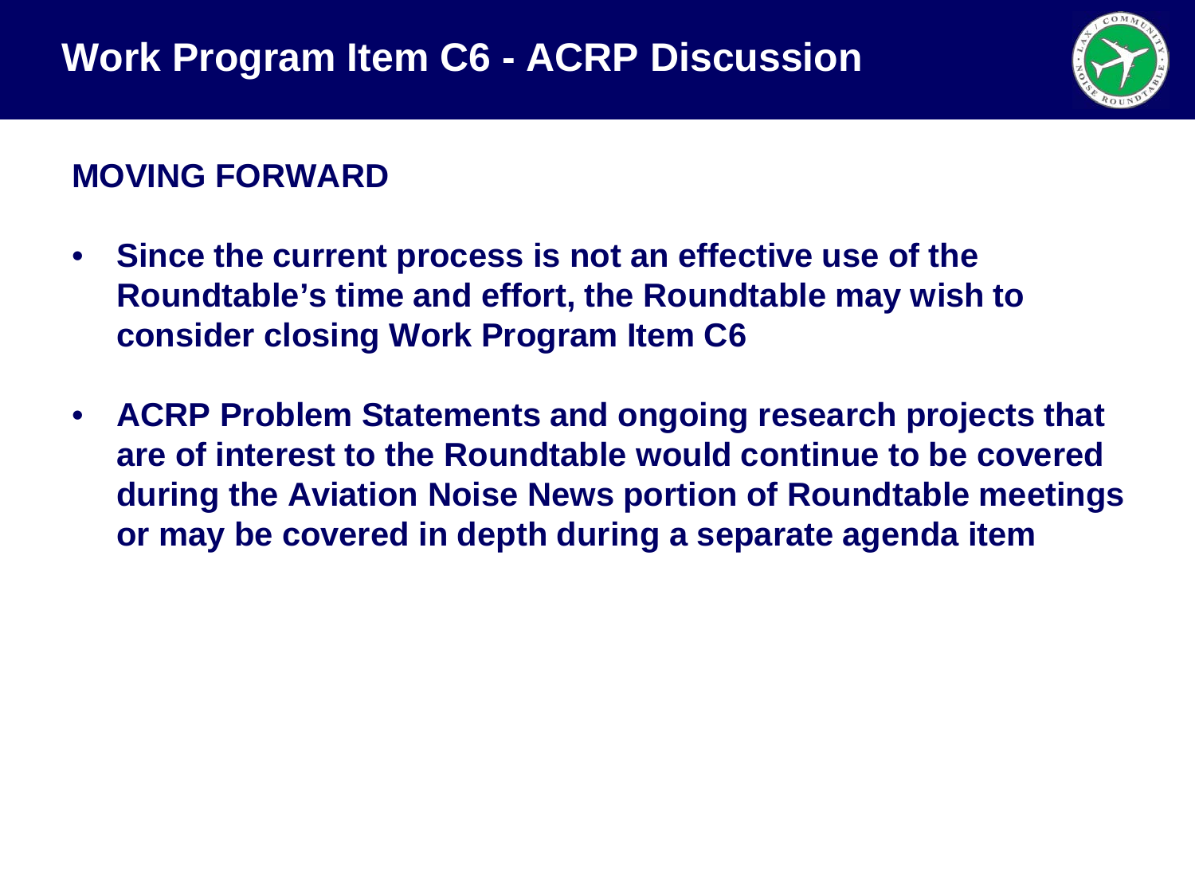# Work Program Item C6 - ACRP Discussion

## MOVING FORWARD

- **Since the current process is not an effective use of the Roundtable's time and effort, the Roundtable may wish to consider closing Work Program Item C6**
- **ACRP Problem Statements and ongoing research projects that are of interest to the Roundtable would continue to be covered during the Aviation Noise News portion of Roundtable meetings or may be covered in depth during a separate agenda item**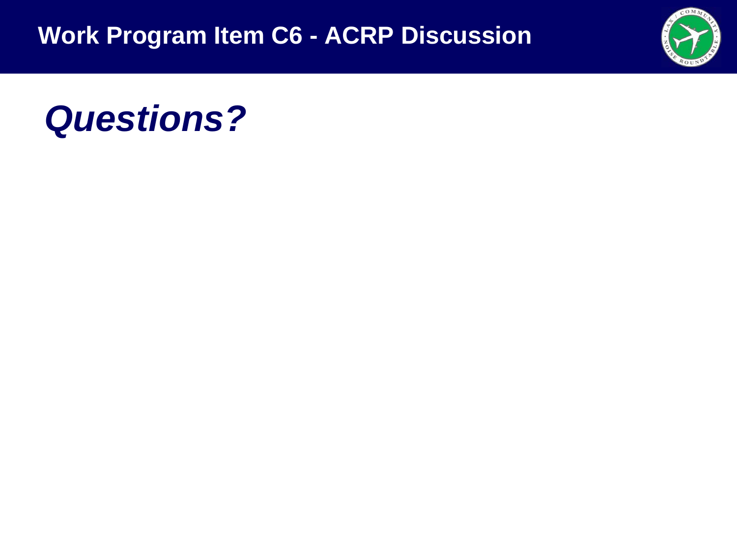# Work Program Item C6 - ACRP Discussion

***Questions?***